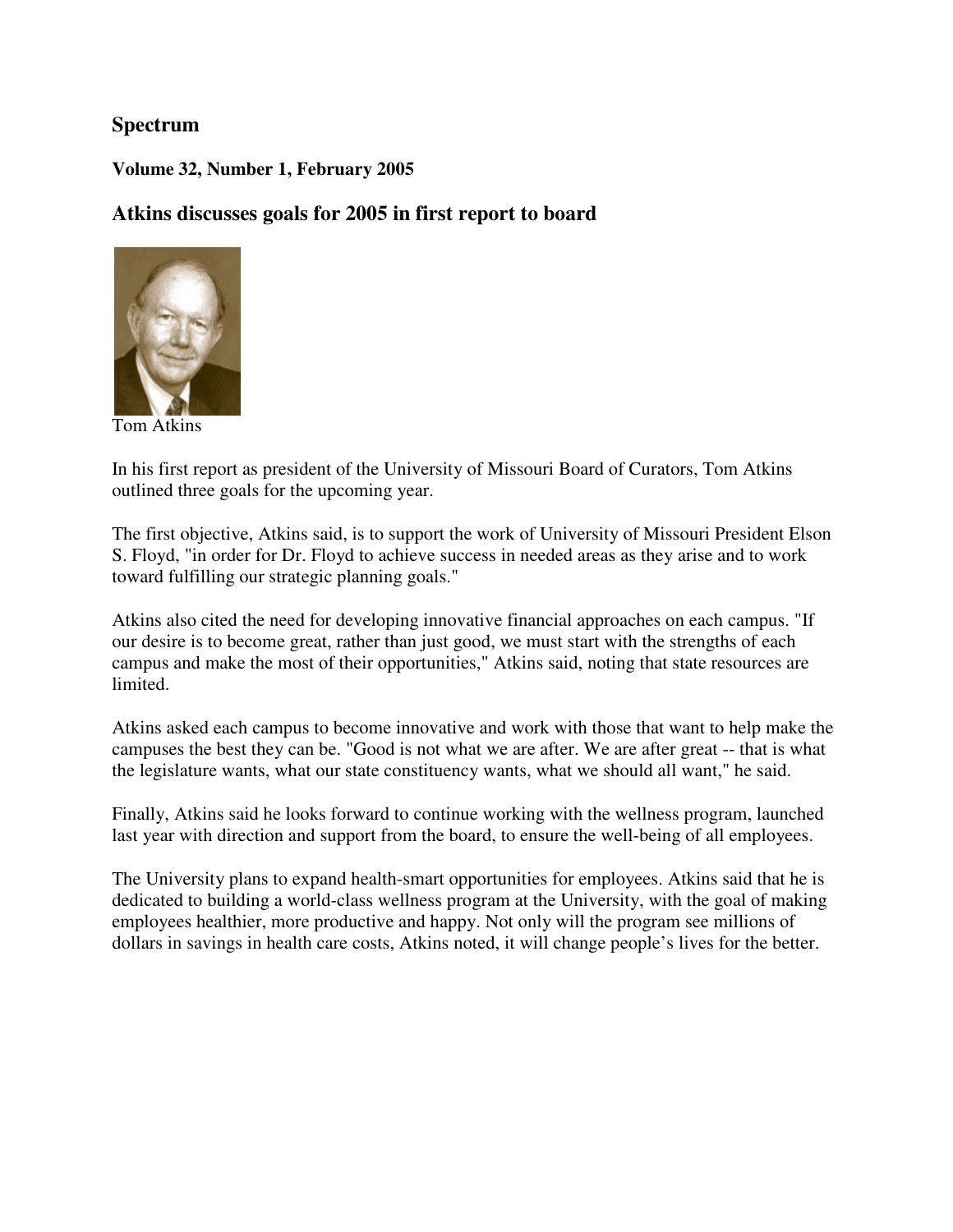# Spectrum

**Volume 32, Number 1, February 2005**

## Atkins discusses goals for 2005 in first report to board

Tom Atkins

In his first report as president of the University of Missouri Board of Curators, Tom Atkins outlined three goals for the upcoming year.

The first objective, Atkins said, is to support the work of University of Missouri President Elson S. Floyd, "in order for Dr. Floyd to achieve success in needed areas as they arise and to work toward fulfilling our strategic planning goals."

Atkins also cited the need for developing innovative financial approaches on each campus. "If our desire is to become great, rather than just good, we must start with the strengths of each campus and make the most of their opportunities," Atkins said, noting that state resources are limited.

Atkins asked each campus to become innovative and work with those that want to help make the campuses the best they can be. "Good is not what we are after. We are after great -- that is what the legislature wants, what our state constituency wants, what we should all want," he said.

Finally, Atkins said he looks forward to continue working with the wellness program, launched last year with direction and support from the board, to ensure the well-being of all employees.

The University plans to expand health-smart opportunities for employees. Atkins said that he is dedicated to building a world-class wellness program at the University, with the goal of making employees healthier, more productive and happy. Not only will the program see millions of dollars in savings in health care costs, Atkins noted, it will change people's lives for the better.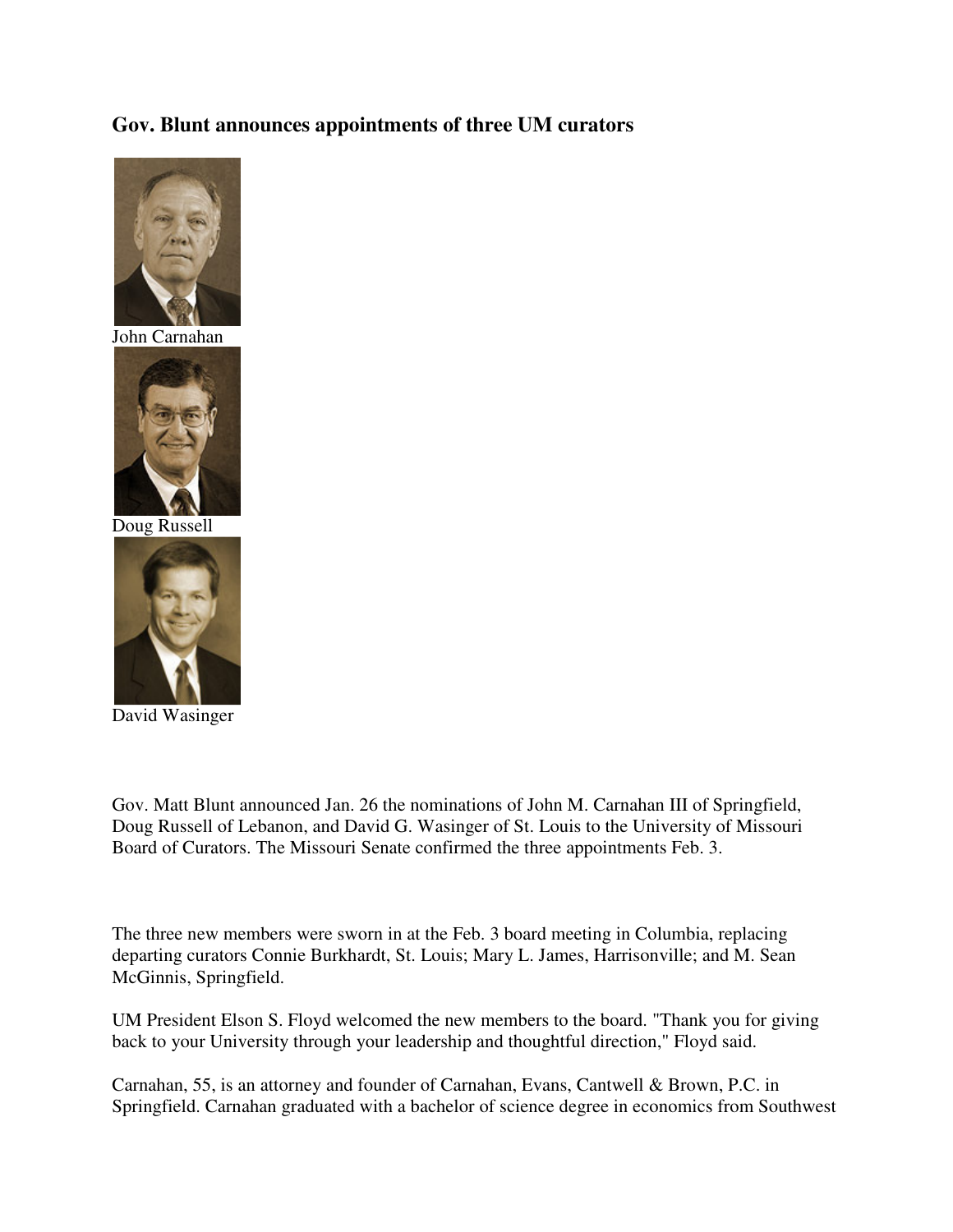### Gov. Blunt announces appointments of three UM curators

John Carnahan

Doug Russell

David Wasinger

Gov. Matt Blunt announced Jan. 26 the nominations of John M. Carnahan III of Springfield, Doug Russell of Lebanon, and David G. Wasinger of St. Louis to the University of Missouri Board of Curators. The Missouri Senate confirmed the three appointments Feb. 3.

The three new members were sworn in at the Feb. 3 board meeting in Columbia, replacing departing curators Connie Burkhardt, St. Louis; Mary L. James, Harrisonville; and M. Sean McGinnis, Springfield.

UM President Elson S. Floyd welcomed the new members to the board. "Thank you for giving back to your University through your leadership and thoughtful direction," Floyd said.

Carnahan, 55, is an attorney and founder of Carnahan, Evans, Cantwell & Brown, P.C. in Springfield. Carnahan graduated with a bachelor of science degree in economics from Southwest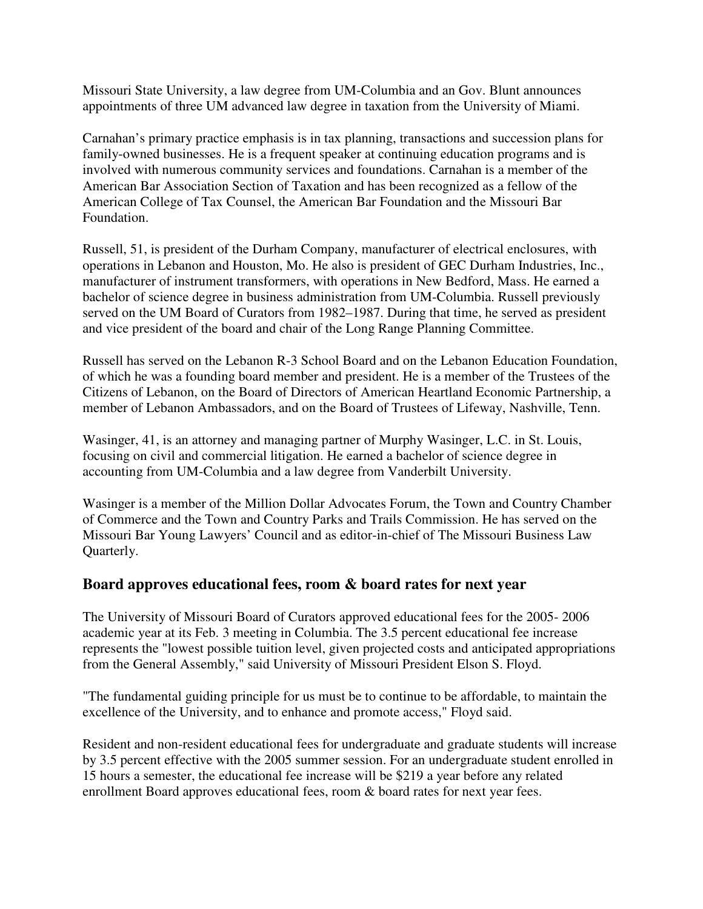Missouri State University, a law degree from UM-Columbia and an Gov. Blunt announces appointments of three UM advanced law degree in taxation from the University of Miami.

Carnahan's primary practice emphasis is in tax planning, transactions and succession plans for family-owned businesses. He is a frequent speaker at continuing education programs and is involved with numerous community services and foundations. Carnahan is a member of the American Bar Association Section of Taxation and has been recognized as a fellow of the American College of Tax Counsel, the American Bar Foundation and the Missouri Bar Foundation.

Russell, 51, is president of the Durham Company, manufacturer of electrical enclosures, with operations in Lebanon and Houston, Mo. He also is president of GEC Durham Industries, Inc., manufacturer of instrument transformers, with operations in New Bedford, Mass. He earned a bachelor of science degree in business administration from UM-Columbia. Russell previously served on the UM Board of Curators from 1982–1987. During that time, he served as president and vice president of the board and chair of the Long Range Planning Committee.

Russell has served on the Lebanon R-3 School Board and on the Lebanon Education Foundation, of which he was a founding board member and president. He is a member of the Trustees of the Citizens of Lebanon, on the Board of Directors of American Heartland Economic Partnership, a member of Lebanon Ambassadors, and on the Board of Trustees of Lifeway, Nashville, Tenn.

Wasinger, 41, is an attorney and managing partner of Murphy Wasinger, L.C. in St. Louis, focusing on civil and commercial litigation. He earned a bachelor of science degree in accounting from UM-Columbia and a law degree from Vanderbilt University.

Wasinger is a member of the Million Dollar Advocates Forum, the Town and Country Chamber of Commerce and the Town and Country Parks and Trails Commission. He has served on the Missouri Bar Young Lawyers' Council and as editor-in-chief of The Missouri Business Law Quarterly.

## Board approves educational fees, room & board rates for next year

The University of Missouri Board of Curators approved educational fees for the 2005- 2006 academic year at its Feb. 3 meeting in Columbia. The 3.5 percent educational fee increase represents the "lowest possible tuition level, given projected costs and anticipated appropriations from the General Assembly," said University of Missouri President Elson S. Floyd.

"The fundamental guiding principle for us must be to continue to be affordable, to maintain the excellence of the University, and to enhance and promote access," Floyd said.

Resident and non-resident educational fees for undergraduate and graduate students will increase by 3.5 percent effective with the 2005 summer session. For an undergraduate student enrolled in 15 hours a semester, the educational fee increase will be $219 a year before any related enrollment Board approves educational fees, room & board rates for next year fees.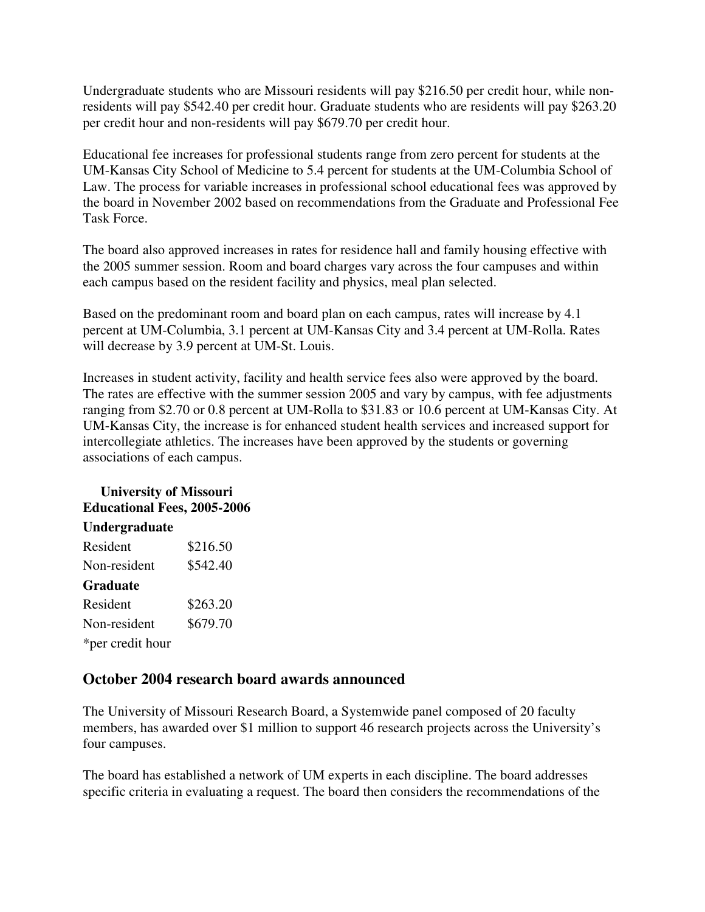Undergraduate students who are Missouri residents will pay $216.50 per credit hour, while non-residents will pay $542.40 per credit hour. Graduate students who are residents will pay $263.20 per credit hour and non-residents will pay $679.70 per credit hour.

Educational fee increases for professional students range from zero percent for students at the UM-Kansas City School of Medicine to 5.4 percent for students at the UM-Columbia School of Law. The process for variable increases in professional school educational fees was approved by the board in November 2002 based on recommendations from the Graduate and Professional Fee Task Force.

The board also approved increases in rates for residence hall and family housing effective with the 2005 summer session. Room and board charges vary across the four campuses and within each campus based on the resident facility and physics, meal plan selected.

Based on the predominant room and board plan on each campus, rates will increase by 4.1 percent at UM-Columbia, 3.1 percent at UM-Kansas City and 3.4 percent at UM-Rolla. Rates will decrease by 3.9 percent at UM-St. Louis.

Increases in student activity, facility and health service fees also were approved by the board. The rates are effective with the summer session 2005 and vary by campus, with fee adjustments ranging from $2.70 or 0.8 percent at UM-Rolla to $31.83 or 10.6 percent at UM-Kansas City. At UM-Kansas City, the increase is for enhanced student health services and increased support for intercollegiate athletics. The increases have been approved by the students or governing associations of each campus.

**University of Missouri**
**Educational Fees, 2005-2006**

| **Undergraduate** | |
|---|---|
| Resident | $216.50 |
| Non-resident | $542.40 |
| **Graduate** | |
| Resident | $263.20 |
| Non-resident | $679.70 |

*per credit hour

## October 2004 research board awards announced

The University of Missouri Research Board, a Systemwide panel composed of 20 faculty members, has awarded over $1 million to support 46 research projects across the University's four campuses.

The board has established a network of UM experts in each discipline. The board addresses specific criteria in evaluating a request. The board then considers the recommendations of the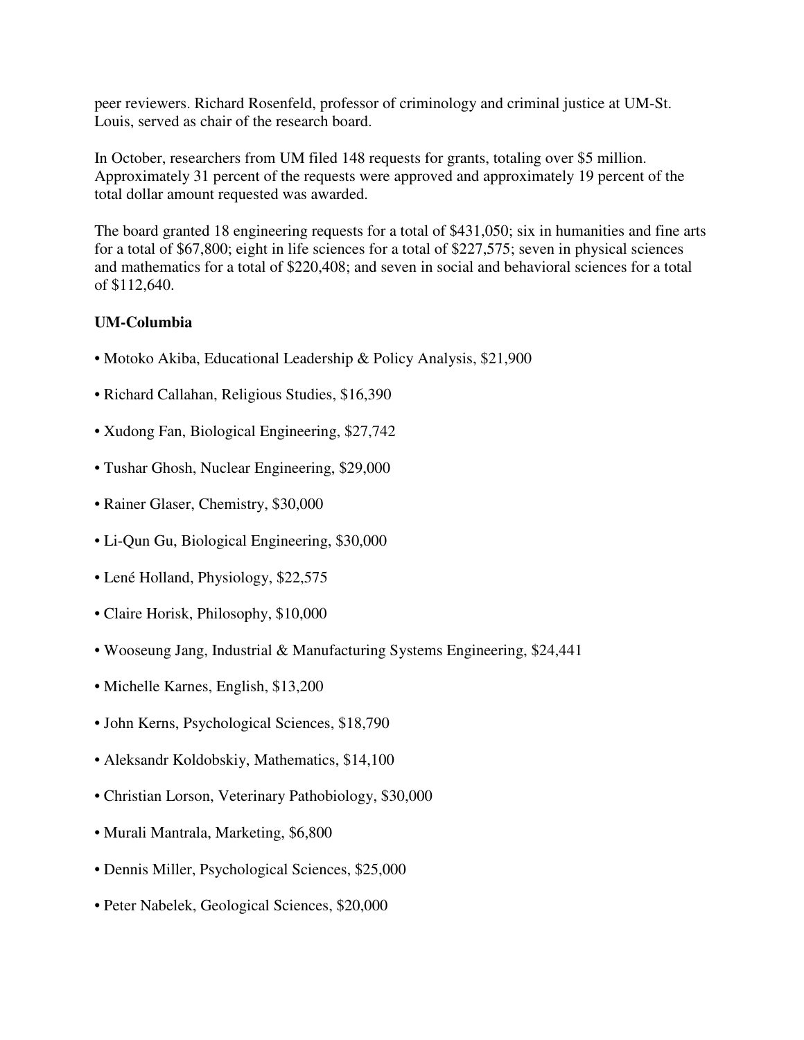peer reviewers. Richard Rosenfeld, professor of criminology and criminal justice at UM-St. Louis, served as chair of the research board.

In October, researchers from UM filed 148 requests for grants, totaling over $5 million. Approximately 31 percent of the requests were approved and approximately 19 percent of the total dollar amount requested was awarded.

The board granted 18 engineering requests for a total of $431,050; six in humanities and fine arts for a total of $67,800; eight in life sciences for a total of $227,575; seven in physical sciences and mathematics for a total of $220,408; and seven in social and behavioral sciences for a total of $112,640.

**UM-Columbia**

- Motoko Akiba, Educational Leadership & Policy Analysis, $21,900
- Richard Callahan, Religious Studies, $16,390
- Xudong Fan, Biological Engineering, $27,742
- Tushar Ghosh, Nuclear Engineering, $29,000
- Rainer Glaser, Chemistry, $30,000
- Li-Qun Gu, Biological Engineering, $30,000
- Lené Holland, Physiology, $22,575
- Claire Horisk, Philosophy, $10,000
- Wooseung Jang, Industrial & Manufacturing Systems Engineering, $24,441
- Michelle Karnes, English, $13,200
- John Kerns, Psychological Sciences, $18,790
- Aleksandr Koldobskiy, Mathematics, $14,100
- Christian Lorson, Veterinary Pathobiology, $30,000
- Murali Mantrala, Marketing, $6,800
- Dennis Miller, Psychological Sciences, $25,000
- Peter Nabelek, Geological Sciences, $20,000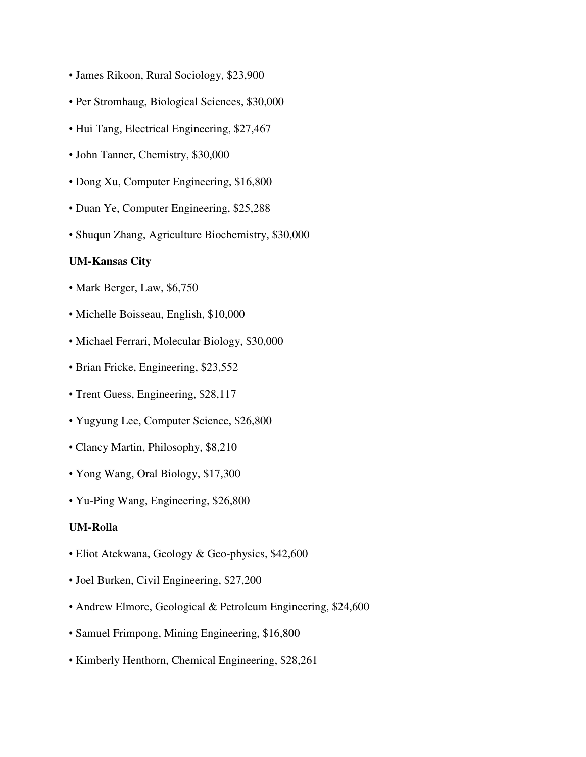• James Rikoon, Rural Sociology, $23,900

• Per Stromhaug, Biological Sciences, $30,000

• Hui Tang, Electrical Engineering, $27,467

• John Tanner, Chemistry, $30,000

• Dong Xu, Computer Engineering, $16,800

• Duan Ye, Computer Engineering, $25,288

• Shuqun Zhang, Agriculture Biochemistry, $30,000

**UM-Kansas City**

• Mark Berger, Law, $6,750

• Michelle Boisseau, English, $10,000

• Michael Ferrari, Molecular Biology, $30,000

• Brian Fricke, Engineering, $23,552

• Trent Guess, Engineering, $28,117

• Yugyung Lee, Computer Science, $26,800

• Clancy Martin, Philosophy, $8,210

• Yong Wang, Oral Biology, $17,300

• Yu-Ping Wang, Engineering, $26,800

**UM-Rolla**

• Eliot Atekwana, Geology & Geo-physics, $42,600

• Joel Burken, Civil Engineering, $27,200

• Andrew Elmore, Geological & Petroleum Engineering, $24,600

• Samuel Frimpong, Mining Engineering, $16,800

• Kimberly Henthorn, Chemical Engineering, $28,261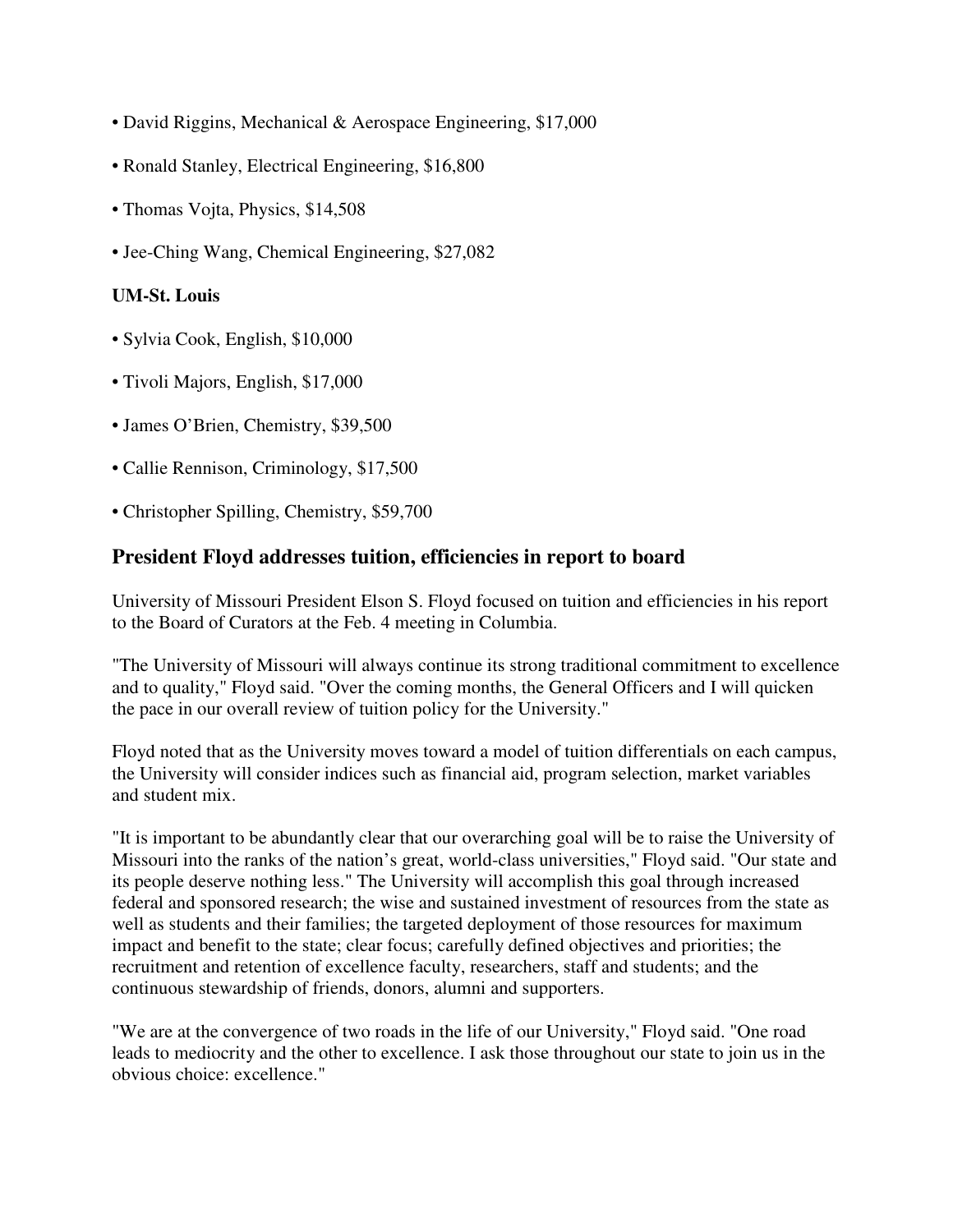- David Riggins, Mechanical & Aerospace Engineering, $17,000
- Ronald Stanley, Electrical Engineering, $16,800
- Thomas Vojta, Physics, $14,508
- Jee-Ching Wang, Chemical Engineering, $27,082

**UM-St. Louis**

- Sylvia Cook, English, $10,000
- Tivoli Majors, English, $17,000
- James O'Brien, Chemistry, $39,500
- Callie Rennison, Criminology, $17,500
- Christopher Spilling, Chemistry, $59,700

## President Floyd addresses tuition, efficiencies in report to board

University of Missouri President Elson S. Floyd focused on tuition and efficiencies in his report to the Board of Curators at the Feb. 4 meeting in Columbia.

"The University of Missouri will always continue its strong traditional commitment to excellence and to quality," Floyd said. "Over the coming months, the General Officers and I will quicken the pace in our overall review of tuition policy for the University."

Floyd noted that as the University moves toward a model of tuition differentials on each campus, the University will consider indices such as financial aid, program selection, market variables and student mix.

"It is important to be abundantly clear that our overarching goal will be to raise the University of Missouri into the ranks of the nation's great, world-class universities," Floyd said. "Our state and its people deserve nothing less." The University will accomplish this goal through increased federal and sponsored research; the wise and sustained investment of resources from the state as well as students and their families; the targeted deployment of those resources for maximum impact and benefit to the state; clear focus; carefully defined objectives and priorities; the recruitment and retention of excellence faculty, researchers, staff and students; and the continuous stewardship of friends, donors, alumni and supporters.

"We are at the convergence of two roads in the life of our University," Floyd said. "One road leads to mediocrity and the other to excellence. I ask those throughout our state to join us in the obvious choice: excellence."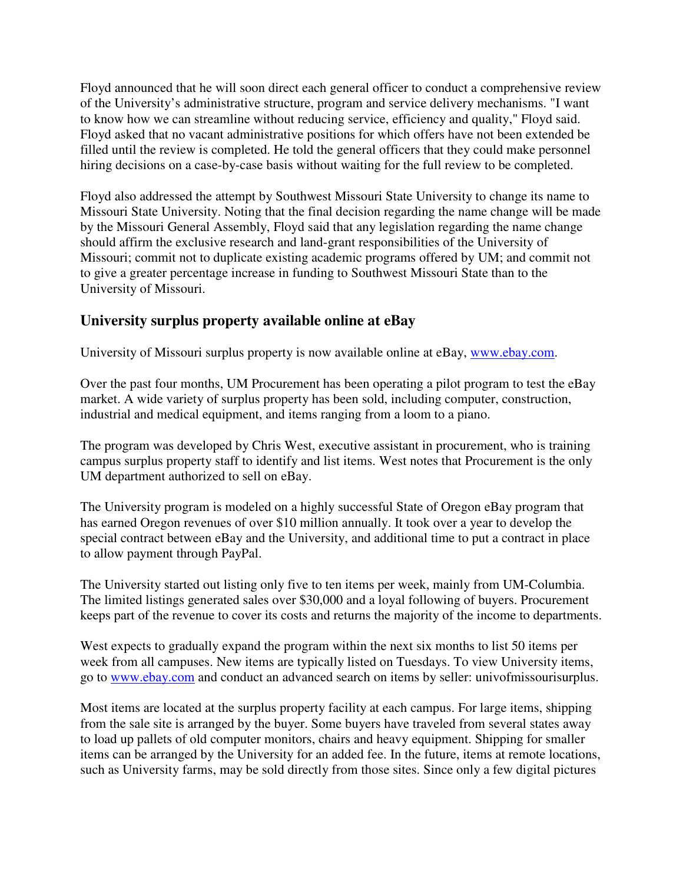Floyd announced that he will soon direct each general officer to conduct a comprehensive review of the University's administrative structure, program and service delivery mechanisms. "I want to know how we can streamline without reducing service, efficiency and quality," Floyd said. Floyd asked that no vacant administrative positions for which offers have not been extended be filled until the review is completed. He told the general officers that they could make personnel hiring decisions on a case-by-case basis without waiting for the full review to be completed.

Floyd also addressed the attempt by Southwest Missouri State University to change its name to Missouri State University. Noting that the final decision regarding the name change will be made by the Missouri General Assembly, Floyd said that any legislation regarding the name change should affirm the exclusive research and land-grant responsibilities of the University of Missouri; commit not to duplicate existing academic programs offered by UM; and commit not to give a greater percentage increase in funding to Southwest Missouri State than to the University of Missouri.

## University surplus property available online at eBay

University of Missouri surplus property is now available online at eBay, www.ebay.com.

Over the past four months, UM Procurement has been operating a pilot program to test the eBay market. A wide variety of surplus property has been sold, including computer, construction, industrial and medical equipment, and items ranging from a loom to a piano.

The program was developed by Chris West, executive assistant in procurement, who is training campus surplus property staff to identify and list items. West notes that Procurement is the only UM department authorized to sell on eBay.

The University program is modeled on a highly successful State of Oregon eBay program that has earned Oregon revenues of over $10 million annually. It took over a year to develop the special contract between eBay and the University, and additional time to put a contract in place to allow payment through PayPal.

The University started out listing only five to ten items per week, mainly from UM-Columbia. The limited listings generated sales over $30,000 and a loyal following of buyers. Procurement keeps part of the revenue to cover its costs and returns the majority of the income to departments.

West expects to gradually expand the program within the next six months to list 50 items per week from all campuses. New items are typically listed on Tuesdays. To view University items, go to www.ebay.com and conduct an advanced search on items by seller: univofmissourisurplus.

Most items are located at the surplus property facility at each campus. For large items, shipping from the sale site is arranged by the buyer. Some buyers have traveled from several states away to load up pallets of old computer monitors, chairs and heavy equipment. Shipping for smaller items can be arranged by the University for an added fee. In the future, items at remote locations, such as University farms, may be sold directly from those sites. Since only a few digital pictures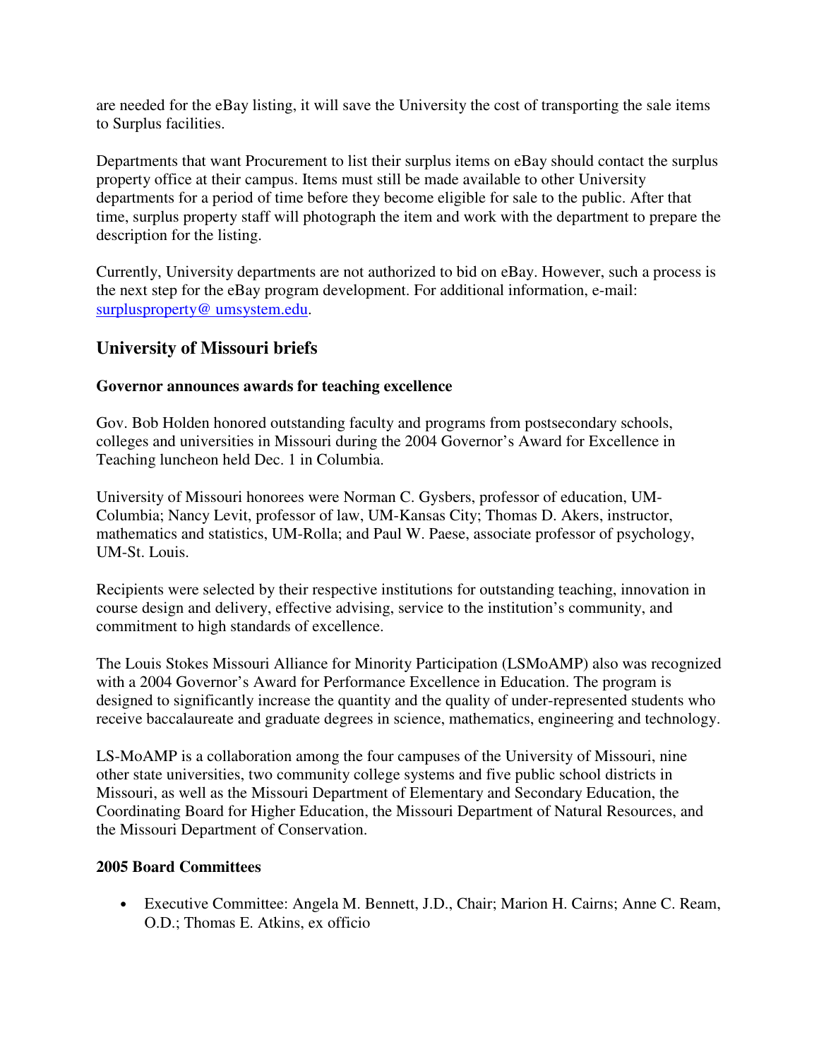are needed for the eBay listing, it will save the University the cost of transporting the sale items to Surplus facilities.

Departments that want Procurement to list their surplus items on eBay should contact the surplus property office at their campus. Items must still be made available to other University departments for a period of time before they become eligible for sale to the public. After that time, surplus property staff will photograph the item and work with the department to prepare the description for the listing.

Currently, University departments are not authorized to bid on eBay. However, such a process is the next step for the eBay program development. For additional information, e-mail: surplusproperty@ umsystem.edu.

## University of Missouri briefs

**Governor announces awards for teaching excellence**

Gov. Bob Holden honored outstanding faculty and programs from postsecondary schools, colleges and universities in Missouri during the 2004 Governor's Award for Excellence in Teaching luncheon held Dec. 1 in Columbia.

University of Missouri honorees were Norman C. Gysbers, professor of education, UM-Columbia; Nancy Levit, professor of law, UM-Kansas City; Thomas D. Akers, instructor, mathematics and statistics, UM-Rolla; and Paul W. Paese, associate professor of psychology, UM-St. Louis.

Recipients were selected by their respective institutions for outstanding teaching, innovation in course design and delivery, effective advising, service to the institution's community, and commitment to high standards of excellence.

The Louis Stokes Missouri Alliance for Minority Participation (LSMoAMP) also was recognized with a 2004 Governor's Award for Performance Excellence in Education. The program is designed to significantly increase the quantity and the quality of under-represented students who receive baccalaureate and graduate degrees in science, mathematics, engineering and technology.

LS-MoAMP is a collaboration among the four campuses of the University of Missouri, nine other state universities, two community college systems and five public school districts in Missouri, as well as the Missouri Department of Elementary and Secondary Education, the Coordinating Board for Higher Education, the Missouri Department of Natural Resources, and the Missouri Department of Conservation.

**2005 Board Committees**

- Executive Committee: Angela M. Bennett, J.D., Chair; Marion H. Cairns; Anne C. Ream, O.D.; Thomas E. Atkins, ex officio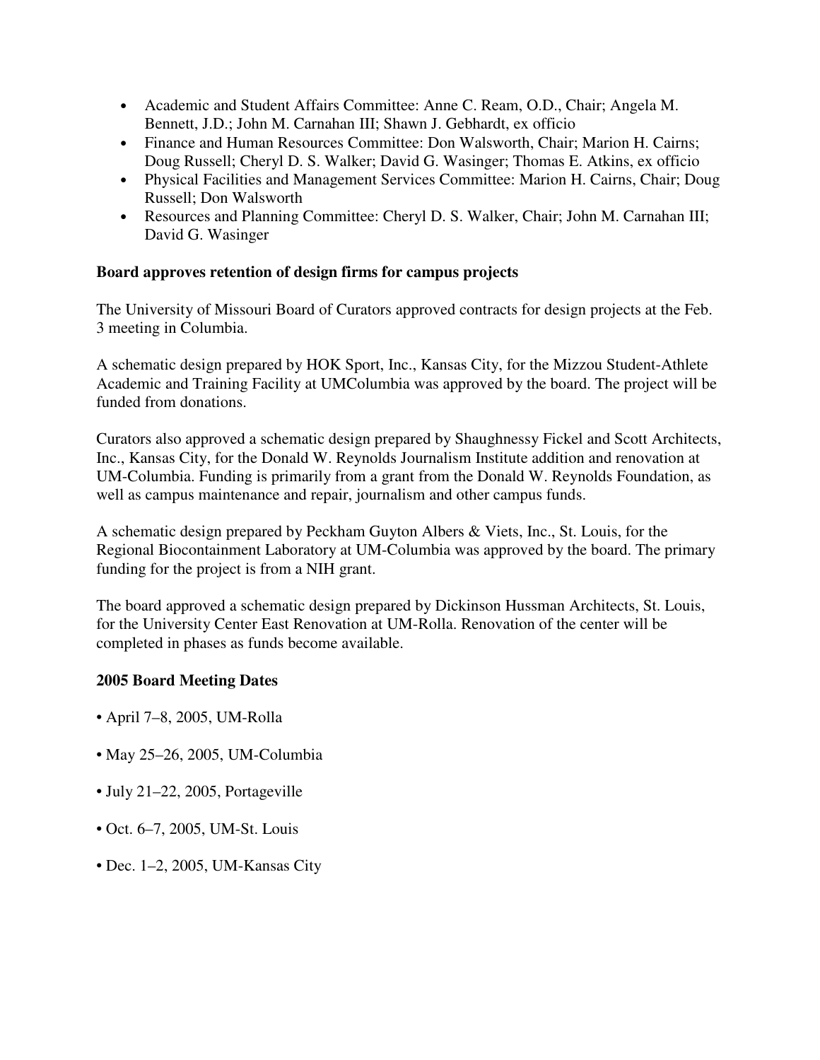- Academic and Student Affairs Committee: Anne C. Ream, O.D., Chair; Angela M. Bennett, J.D.; John M. Carnahan III; Shawn J. Gebhardt, ex officio
- Finance and Human Resources Committee: Don Walsworth, Chair; Marion H. Cairns; Doug Russell; Cheryl D. S. Walker; David G. Wasinger; Thomas E. Atkins, ex officio
- Physical Facilities and Management Services Committee: Marion H. Cairns, Chair; Doug Russell; Don Walsworth
- Resources and Planning Committee: Cheryl D. S. Walker, Chair; John M. Carnahan III; David G. Wasinger

**Board approves retention of design firms for campus projects**

The University of Missouri Board of Curators approved contracts for design projects at the Feb. 3 meeting in Columbia.

A schematic design prepared by HOK Sport, Inc., Kansas City, for the Mizzou Student-Athlete Academic and Training Facility at UMColumbia was approved by the board. The project will be funded from donations.

Curators also approved a schematic design prepared by Shaughnessy Fickel and Scott Architects, Inc., Kansas City, for the Donald W. Reynolds Journalism Institute addition and renovation at UM-Columbia. Funding is primarily from a grant from the Donald W. Reynolds Foundation, as well as campus maintenance and repair, journalism and other campus funds.

A schematic design prepared by Peckham Guyton Albers & Viets, Inc., St. Louis, for the Regional Biocontainment Laboratory at UM-Columbia was approved by the board. The primary funding for the project is from a NIH grant.

The board approved a schematic design prepared by Dickinson Hussman Architects, St. Louis, for the University Center East Renovation at UM-Rolla. Renovation of the center will be completed in phases as funds become available.

**2005 Board Meeting Dates**

- April 7–8, 2005, UM-Rolla
- May 25–26, 2005, UM-Columbia
- July 21–22, 2005, Portageville
- Oct. 6–7, 2005, UM-St. Louis
- Dec. 1–2, 2005, UM-Kansas City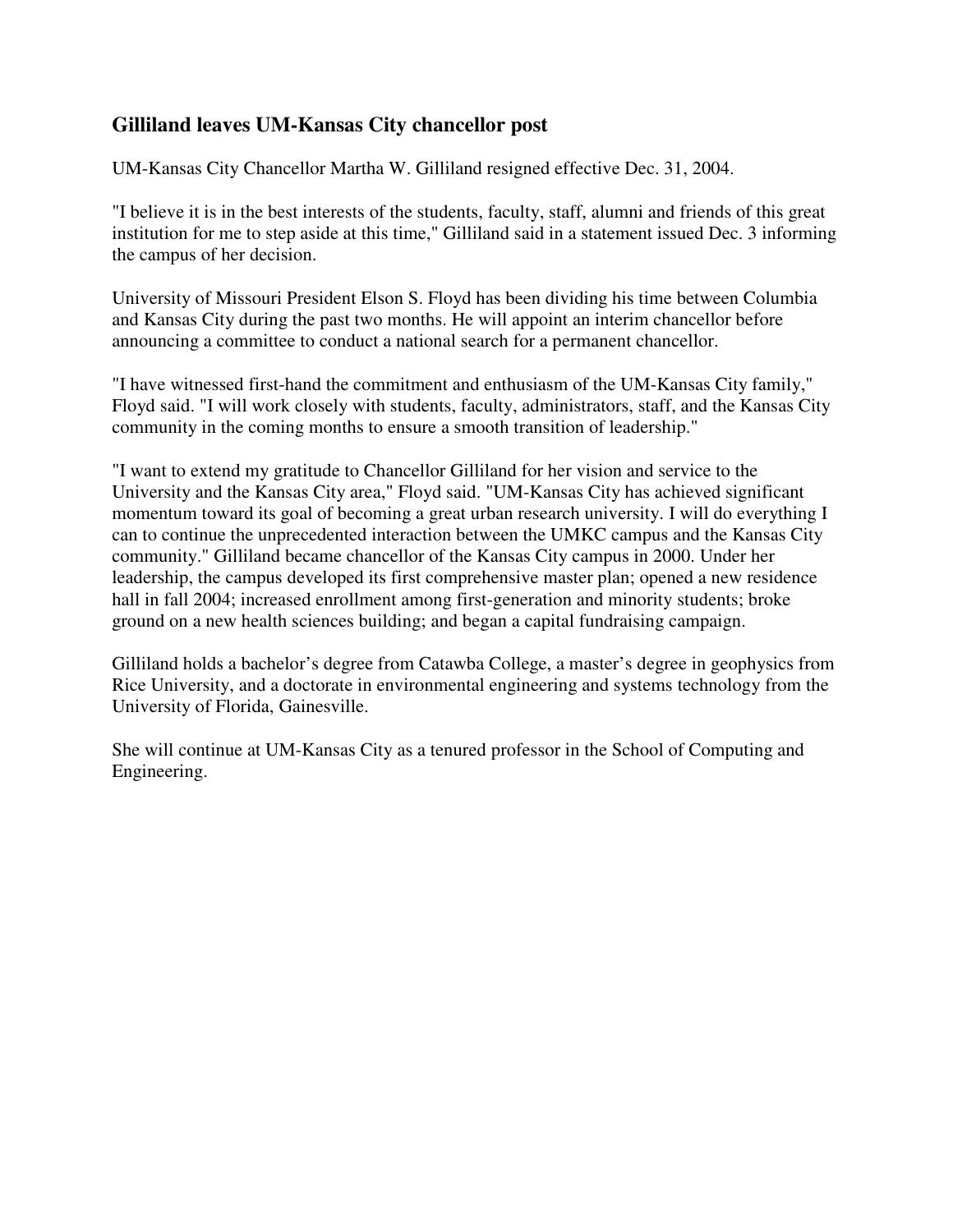## Gilliland leaves UM-Kansas City chancellor post

UM-Kansas City Chancellor Martha W. Gilliland resigned effective Dec. 31, 2004.

"I believe it is in the best interests of the students, faculty, staff, alumni and friends of this great institution for me to step aside at this time," Gilliland said in a statement issued Dec. 3 informing the campus of her decision.

University of Missouri President Elson S. Floyd has been dividing his time between Columbia and Kansas City during the past two months. He will appoint an interim chancellor before announcing a committee to conduct a national search for a permanent chancellor.

"I have witnessed first-hand the commitment and enthusiasm of the UM-Kansas City family," Floyd said. "I will work closely with students, faculty, administrators, staff, and the Kansas City community in the coming months to ensure a smooth transition of leadership."

"I want to extend my gratitude to Chancellor Gilliland for her vision and service to the University and the Kansas City area," Floyd said. "UM-Kansas City has achieved significant momentum toward its goal of becoming a great urban research university. I will do everything I can to continue the unprecedented interaction between the UMKC campus and the Kansas City community." Gilliland became chancellor of the Kansas City campus in 2000. Under her leadership, the campus developed its first comprehensive master plan; opened a new residence hall in fall 2004; increased enrollment among first-generation and minority students; broke ground on a new health sciences building; and began a capital fundraising campaign.

Gilliland holds a bachelor's degree from Catawba College, a master's degree in geophysics from Rice University, and a doctorate in environmental engineering and systems technology from the University of Florida, Gainesville.

She will continue at UM-Kansas City as a tenured professor in the School of Computing and Engineering.